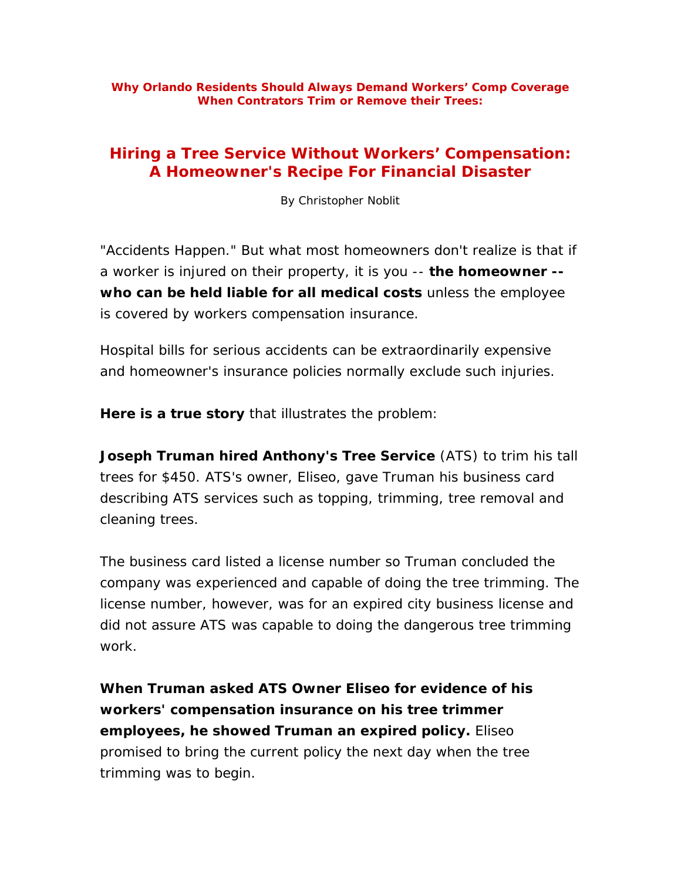**Why Orlando Residents Should Always Demand Workers' Comp Coverage When Contrators Trim or Remove their Trees:**

# Hiring a Tree Service Without Workers' Compensation: A Homeowner's Recipe For Financial Disaster

By Christopher Noblit

"Accidents Happen." But what most homeowners don't realize is that if a worker is injured on their property, it is you -- **the homeowner -- who can be held liable for all medical costs** unless the employee is covered by workers compensation insurance.

Hospital bills for serious accidents can be extraordinarily expensive and homeowner's insurance policies normally exclude such injuries.

**Here is a true story** that illustrates the problem:

**Joseph Truman hired Anthony's Tree Service** (ATS) to trim his tall trees for $450. ATS's owner, Eliseo, gave Truman his business card describing ATS services such as topping, trimming, tree removal and cleaning trees.

The business card listed a license number so Truman concluded the company was experienced and capable of doing the tree trimming. The license number, however, was for an expired city business license and did not assure ATS was capable to doing the dangerous tree trimming work.

**When Truman asked ATS Owner Eliseo for evidence of his workers' compensation insurance on his tree trimmer employees, he showed Truman an expired policy.** Eliseo promised to bring the current policy the next day when the tree trimming was to begin.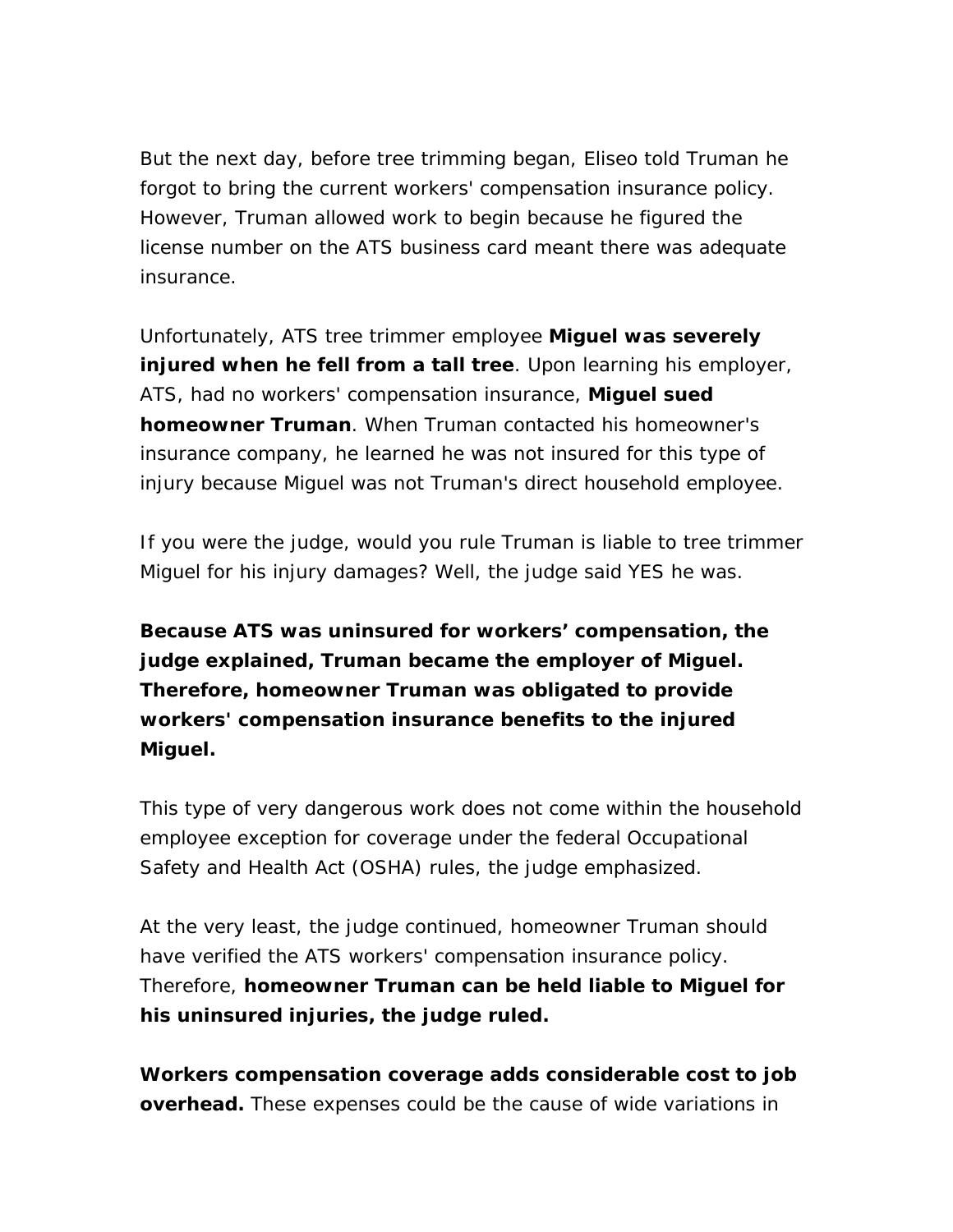But the next day, before tree trimming began, Eliseo told Truman he forgot to bring the current workers' compensation insurance policy. However, Truman allowed work to begin because he figured the license number on the ATS business card meant there was adequate insurance.

Unfortunately, ATS tree trimmer employee **Miguel was severely injured when he fell from a tall tree**. Upon learning his employer, ATS, had no workers' compensation insurance, **Miguel sued homeowner Truman**. When Truman contacted his homeowner's insurance company, he learned he was not insured for this type of injury because Miguel was not Truman's direct household employee.

If you were the judge, would you rule Truman is liable to tree trimmer Miguel for his injury damages? Well, the judge said YES he was.

**Because ATS was uninsured for workers' compensation, the judge explained, Truman became the employer of Miguel. Therefore, homeowner Truman was obligated to provide workers' compensation insurance benefits to the injured Miguel.**

This type of very dangerous work does not come within the household employee exception for coverage under the federal Occupational Safety and Health Act (OSHA) rules, the judge emphasized.

At the very least, the judge continued, homeowner Truman should have verified the ATS workers' compensation insurance policy. Therefore, **homeowner Truman can be held liable to Miguel for his uninsured injuries, the judge ruled.**

**Workers compensation coverage adds considerable cost to job overhead.** These expenses could be the cause of wide variations in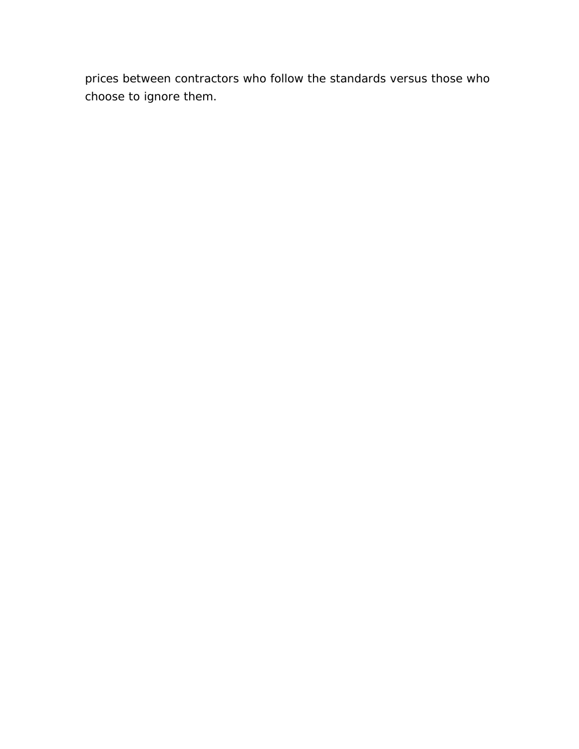prices between contractors who follow the standards versus those who choose to ignore them.